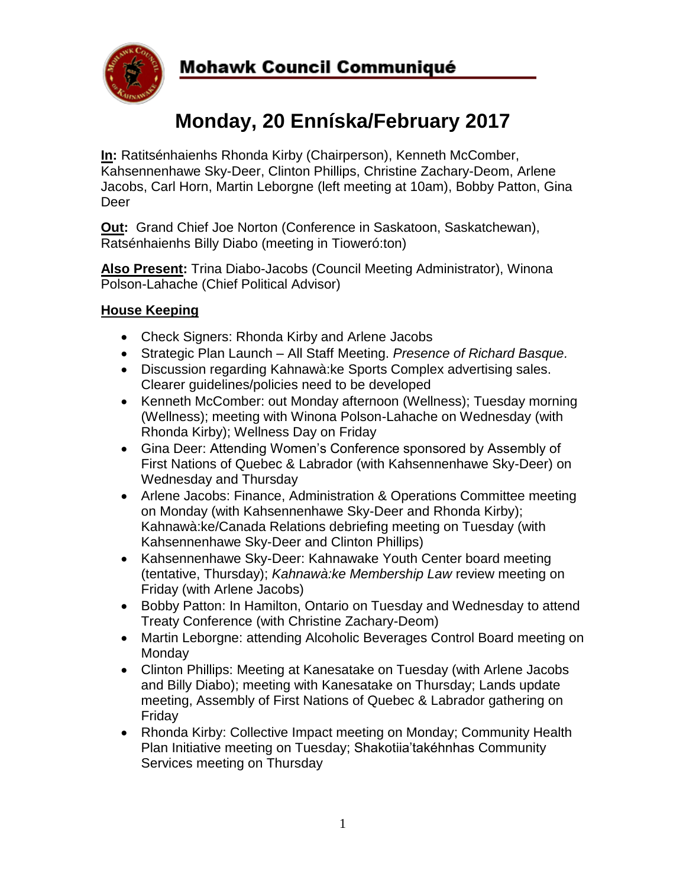# Mohawk Council Communiqué

## Monday, 20 Enníska/February 2017

**In:** Ratitsénhaienhs Rhonda Kirby (Chairperson), Kenneth McComber, Kahsennenhawe Sky-Deer, Clinton Phillips, Christine Zachary-Deom, Arlene Jacobs, Carl Horn, Martin Leborgne (left meeting at 10am), Bobby Patton, Gina Deer

**Out:** Grand Chief Joe Norton (Conference in Saskatoon, Saskatchewan), Ratsénhaienhs Billy Diabo (meeting in Tioweró:ton)

**Also Present:** Trina Diabo-Jacobs (Council Meeting Administrator), Winona Polson-Lahache (Chief Political Advisor)

### House Keeping

- Check Signers: Rhonda Kirby and Arlene Jacobs
- Strategic Plan Launch – All Staff Meeting. *Presence of Richard Basque.*
- Discussion regarding Kahnawà:ke Sports Complex advertising sales. Clearer guidelines/policies need to be developed
- Kenneth McComber: out Monday afternoon (Wellness); Tuesday morning (Wellness); meeting with Winona Polson-Lahache on Wednesday (with Rhonda Kirby); Wellness Day on Friday
- Gina Deer: Attending Women's Conference sponsored by Assembly of First Nations of Quebec & Labrador (with Kahsennenhawe Sky-Deer) on Wednesday and Thursday
- Arlene Jacobs: Finance, Administration & Operations Committee meeting on Monday (with Kahsennenhawe Sky-Deer and Rhonda Kirby); Kahnawà:ke/Canada Relations debriefing meeting on Tuesday (with Kahsennenhawe Sky-Deer and Clinton Phillips)
- Kahsennenhawe Sky-Deer: Kahnawake Youth Center board meeting (tentative, Thursday); *Kahnawà:ke Membership Law* review meeting on Friday (with Arlene Jacobs)
- Bobby Patton: In Hamilton, Ontario on Tuesday and Wednesday to attend Treaty Conference (with Christine Zachary-Deom)
- Martin Leborgne: attending Alcoholic Beverages Control Board meeting on Monday
- Clinton Phillips: Meeting at Kanesatake on Tuesday (with Arlene Jacobs and Billy Diabo); meeting with Kanesatake on Thursday; Lands update meeting, Assembly of First Nations of Quebec & Labrador gathering on Friday
- Rhonda Kirby: Collective Impact meeting on Monday; Community Health Plan Initiative meeting on Tuesday; Shakotiia'takéhnhas Community Services meeting on Thursday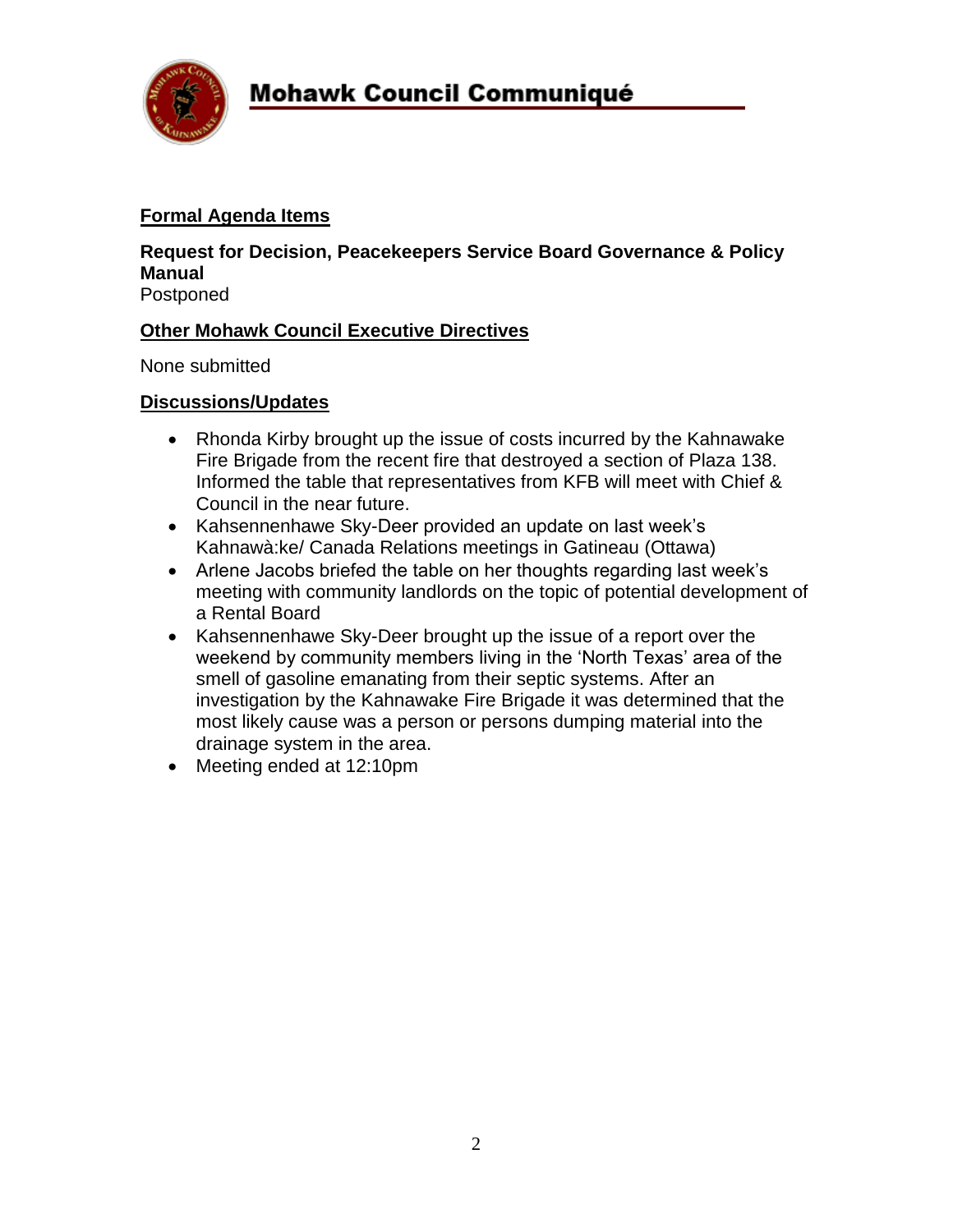**Formal Agenda Items**

**Request for Decision, Peacekeepers Service Board Governance & Policy Manual**
Postponed

**Other Mohawk Council Executive Directives**

None submitted

**Discussions/Updates**

- Rhonda Kirby brought up the issue of costs incurred by the Kahnawake Fire Brigade from the recent fire that destroyed a section of Plaza 138. Informed the table that representatives from KFB will meet with Chief & Council in the near future.
- Kahsennenhawe Sky-Deer provided an update on last week's Kahnawà:ke/ Canada Relations meetings in Gatineau (Ottawa)
- Arlene Jacobs briefed the table on her thoughts regarding last week's meeting with community landlords on the topic of potential development of a Rental Board
- Kahsennenhawe Sky-Deer brought up the issue of a report over the weekend by community members living in the 'North Texas' area of the smell of gasoline emanating from their septic systems. After an investigation by the Kahnawake Fire Brigade it was determined that the most likely cause was a person or persons dumping material into the drainage system in the area.
- Meeting ended at 12:10pm